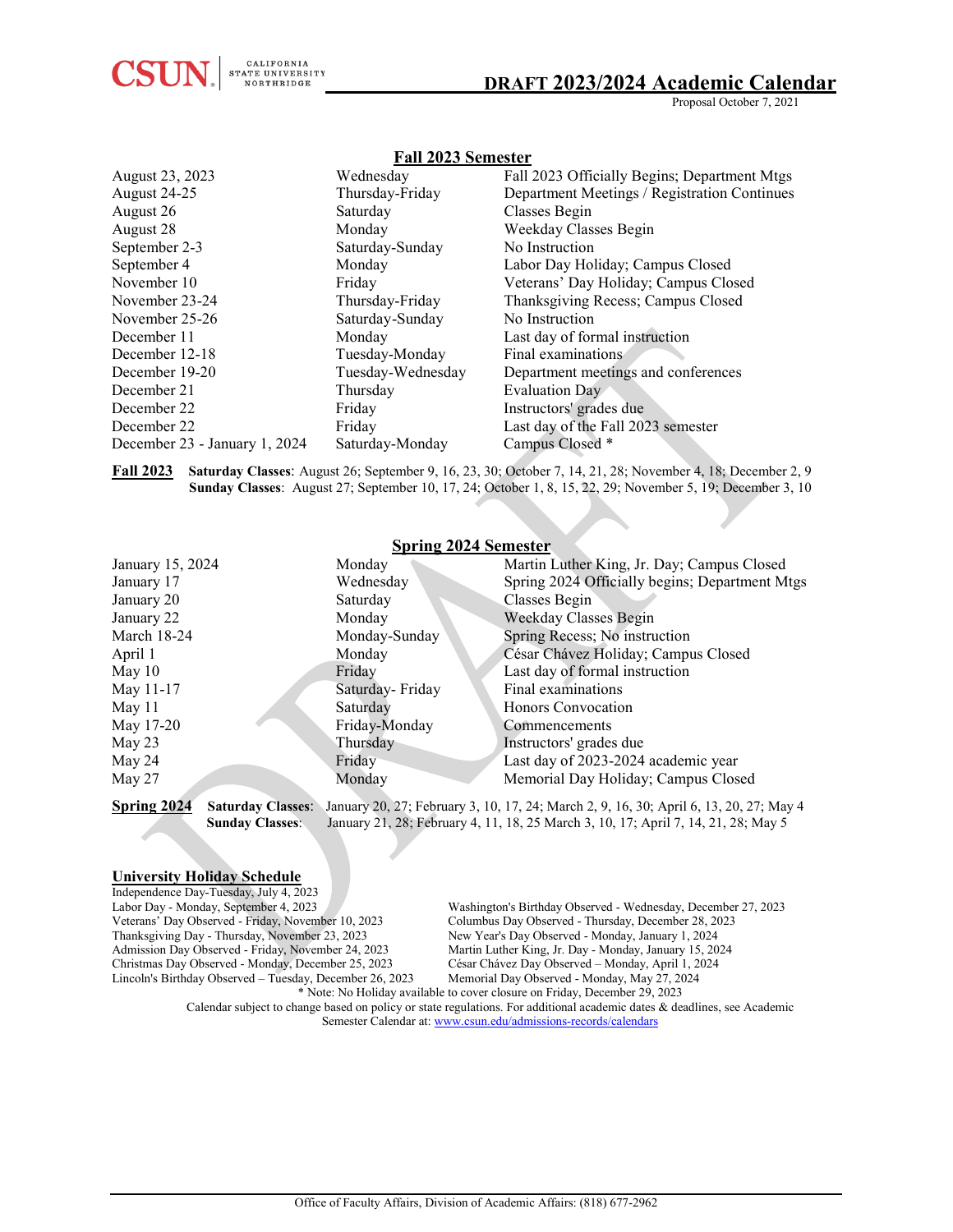CSUN CALIFORNIA STATE UNIVERSITY NORTHRIDGE

# DRAFT 2023/2024 Academic Calendar

Proposal October 7, 2021

## Fall 2023 Semester

| | | |
|---|---|---|
| August 23, 2023 | Wednesday | Fall 2023 Officially Begins; Department Mtgs |
| August 24-25 | Thursday-Friday | Department Meetings / Registration Continues |
| August 26 | Saturday | Classes Begin |
| August 28 | Monday | Weekday Classes Begin |
| September 2-3 | Saturday-Sunday | No Instruction |
| September 4 | Monday | Labor Day Holiday; Campus Closed |
| November 10 | Friday | Veterans' Day Holiday; Campus Closed |
| November 23-24 | Thursday-Friday | Thanksgiving Recess; Campus Closed |
| November 25-26 | Saturday-Sunday | No Instruction |
| December 11 | Monday | Last day of formal instruction |
| December 12-18 | Tuesday-Monday | Final examinations |
| December 19-20 | Tuesday-Wednesday | Department meetings and conferences |
| December 21 | Thursday | Evaluation Day |
| December 22 | Friday | Instructors' grades due |
| December 22 | Friday | Last day of the Fall 2023 semester |
| December 23 - January 1, 2024 | Saturday-Monday | Campus Closed * |

**Fall 2023** **Saturday Classes**: August 26; September 9, 16, 23, 30; October 7, 14, 21, 28; November 4, 18; December 2, 9
**Sunday Classes**: August 27; September 10, 17, 24; October 1, 8, 15, 22, 29; November 5, 19; December 3, 10

## Spring 2024 Semester

| | | |
|---|---|---|
| January 15, 2024 | Monday | Martin Luther King, Jr. Day; Campus Closed |
| January 17 | Wednesday | Spring 2024 Officially begins; Department Mtgs |
| January 20 | Saturday | Classes Begin |
| January 22 | Monday | Weekday Classes Begin |
| March 18-24 | Monday-Sunday | Spring Recess; No instruction |
| April 1 | Monday | César Chávez Holiday; Campus Closed |
| May 10 | Friday | Last day of formal instruction |
| May 11-17 | Saturday- Friday | Final examinations |
| May 11 | Saturday | Honors Convocation |
| May 17-20 | Friday-Monday | Commencements |
| May 23 | Thursday | Instructors' grades due |
| May 24 | Friday | Last day of 2023-2024 academic year |
| May 27 | Monday | Memorial Day Holiday; Campus Closed |

**Spring 2024** **Saturday Classes**: January 20, 27; February 3, 10, 17, 24; March 2, 9, 16, 30; April 6, 13, 20, 27; May 4
**Sunday Classes**: January 21, 28; February 4, 11, 18, 25 March 3, 10, 17; April 7, 14, 21, 28; May 5

## University Holiday Schedule

Independence Day-Tuesday, July 4, 2023
Labor Day - Monday, September 4, 2023
Veterans' Day Observed - Friday, November 10, 2023
Thanksgiving Day - Thursday, November 23, 2023
Admission Day Observed - Friday, November 24, 2023
Christmas Day Observed - Monday, December 25, 2023
Lincoln's Birthday Observed – Tuesday, December 26, 2023
Washington's Birthday Observed - Wednesday, December 27, 2023
Columbus Day Observed - Thursday, December 28, 2023
New Year's Day Observed - Monday, January 1, 2024
Martin Luther King, Jr. Day - Monday, January 15, 2024
César Chávez Day Observed – Monday, April 1, 2024
Memorial Day Observed - Monday, May 27, 2024

* Note: No Holiday available to cover closure on Friday, December 29, 2023

Calendar subject to change based on policy or state regulations. For additional academic dates & deadlines, see Academic Semester Calendar at: www.csun.edu/admissions-records/calendars

Office of Faculty Affairs, Division of Academic Affairs: (818) 677-2962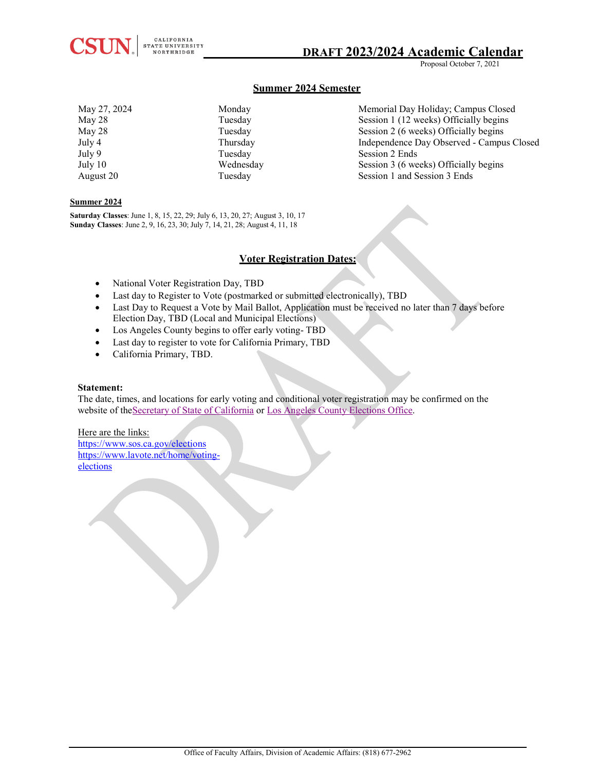# DRAFT 2023/2024 Academic Calendar

Proposal October 7, 2021

## Summer 2024 Semester

| | | |
|---|---|---|
| May 27, 2024 | Monday | Memorial Day Holiday; Campus Closed |
| May 28 | Tuesday | Session 1 (12 weeks) Officially begins |
| May 28 | Tuesday | Session 2 (6 weeks) Officially begins |
| July 4 | Thursday | Independence Day Observed - Campus Closed |
| July 9 | Tuesday | Session 2 Ends |
| July 10 | Wednesday | Session 3 (6 weeks) Officially begins |
| August 20 | Tuesday | Session 1 and Session 3 Ends |

**Summer 2024**

**Saturday Classes**: June 1, 8, 15, 22, 29; July 6, 13, 20, 27; August 3, 10, 17
**Sunday Classes**: June 2, 9, 16, 23, 30; July 7, 14, 21, 28; August 4, 11, 18

## Voter Registration Dates:

- National Voter Registration Day, TBD
- Last day to Register to Vote (postmarked or submitted electronically), TBD
- Last Day to Request a Vote by Mail Ballot, Application must be received no later than 7 days before Election Day, TBD (Local and Municipal Elections)
- Los Angeles County begins to offer early voting- TBD
- Last day to register to vote for California Primary, TBD
- California Primary, TBD.

**Statement:**
The date, times, and locations for early voting and conditional voter registration may be confirmed on the website of theSecretary of State of California or Los Angeles County Elections Office.

Here are the links:
https://www.sos.ca.gov/elections
https://www.lavote.net/home/voting-elections

Office of Faculty Affairs, Division of Academic Affairs: (818) 677-2962